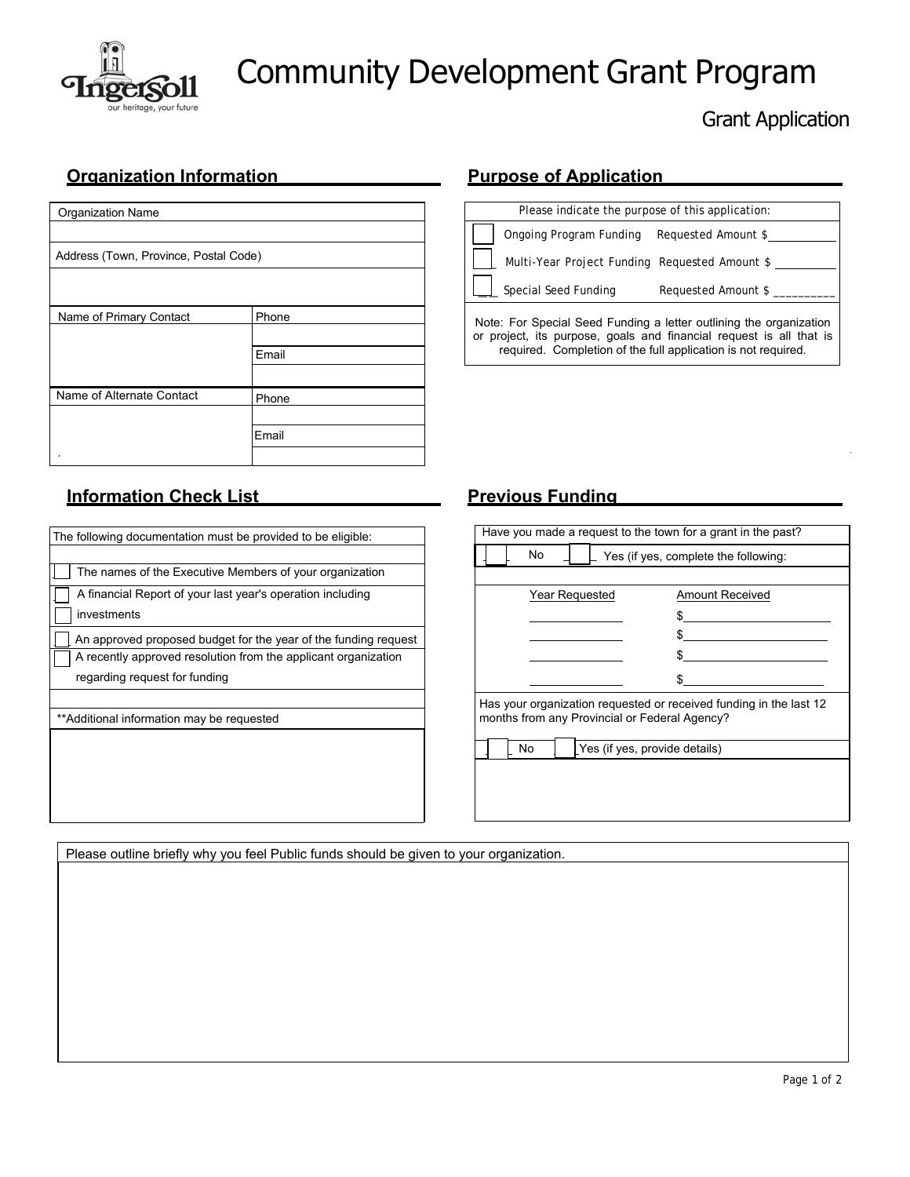# Community Development Grant Program

## Grant Application

### Organization Information

| Organization Name | |
|---|---|
| | |
| Address (Town, Province, Postal Code) | |
| | |
| Name of Primary Contact | Phone |
| | |
| | Email |
| | |
| Name of Alternate Contact | Phone |
| | |
| | Email |
| | |

### Purpose of Application

Please indicate the purpose of this application:

- ☐ Ongoing Program Funding  Requested Amount $\_\_\_\_\_\_\_\_\_\_
- ☐ Multi-Year Project Funding  Requested Amount $\_\_\_\_\_\_\_\_\_\_
- ☐ Special Seed Funding  Requested Amount $\_\_\_\_\_\_\_\_\_\_

Note: For Special Seed Funding a letter outlining the organization or project, its purpose, goals and financial request is all that is required. Completion of the full application is not required.

### Information Check List

The following documentation must be provided to be eligible:

- ☐ The names of the Executive Members of your organization
- ☐ A financial Report of your last year's operation including
- ☐ investments
- ☐ An approved proposed budget for the year of the funding request
- ☐ A recently approved resolution from the applicant organization regarding request for funding

**Additional information may be requested

### Previous Funding

Have you made a request to the town for a grant in the past?

☐ No  ☐ Yes (if yes, complete the following:

| Year Requested | Amount Received |
|---|---|
| \_\_\_\_\_\_\_\_\_\_ | $\_\_\_\_\_\_\_\_\_\_ |
| \_\_\_\_\_\_\_\_\_\_ | $\_\_\_\_\_\_\_\_\_\_ |
| \_\_\_\_\_\_\_\_\_\_ | $\_\_\_\_\_\_\_\_\_\_ |
| \_\_\_\_\_\_\_\_\_\_ | $\_\_\_\_\_\_\_\_\_\_ |

Has your organization requested or received funding in the last 12 months from any Provincial or Federal Agency?

☐ No  ☐ Yes (if yes, provide details)

Please outline briefly why you feel Public funds should be given to your organization.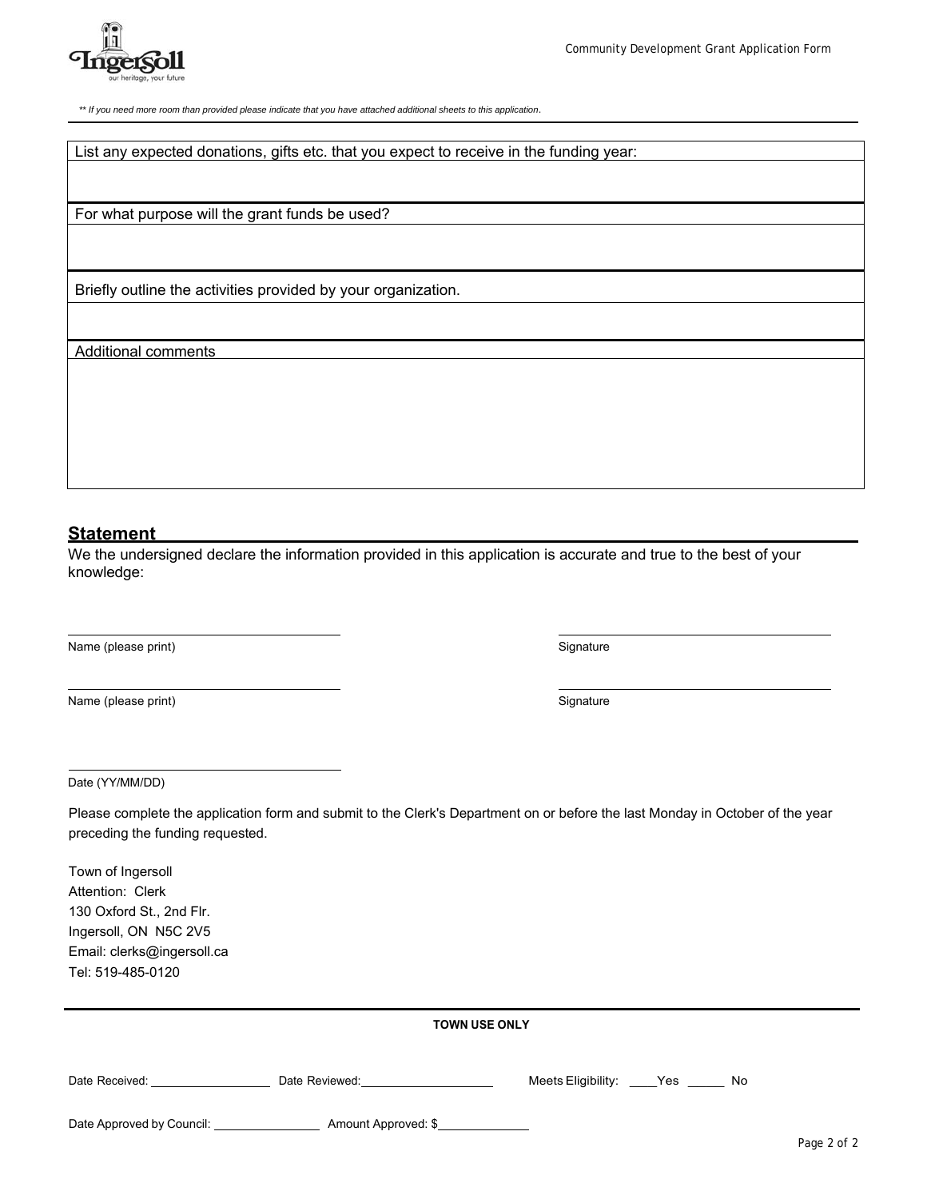*\*\* If you need more room than provided please indicate that you have attached additional sheets to this application.*

| List any expected donations, gifts etc. that you expect to receive in the funding year: |
|---|
| |
| For what purpose will the grant funds be used? |
| |
| Briefly outline the activities provided by your organization. |
| |
| Additional comments |
| |

## Statement

We the undersigned declare the information provided in this application is accurate and true to the best of your knowledge:

Name (please print) ______________________ Signature ______________________

Name (please print) ______________________ Signature ______________________

Date (YY/MM/DD) ______________________

Please complete the application form and submit to the Clerk's Department on or before the last Monday in October of the year preceding the funding requested.

Town of Ingersoll
Attention: Clerk
130 Oxford St., 2nd Flr.
Ingersoll, ON N5C 2V5
Email: clerks@ingersoll.ca
Tel: 519-485-0120

**TOWN USE ONLY**

Date Received: ____________ Date Reviewed: ____________ Meets Eligibility: ____Yes ______ No

Date Approved by Council: ____________ Amount Approved: $____________